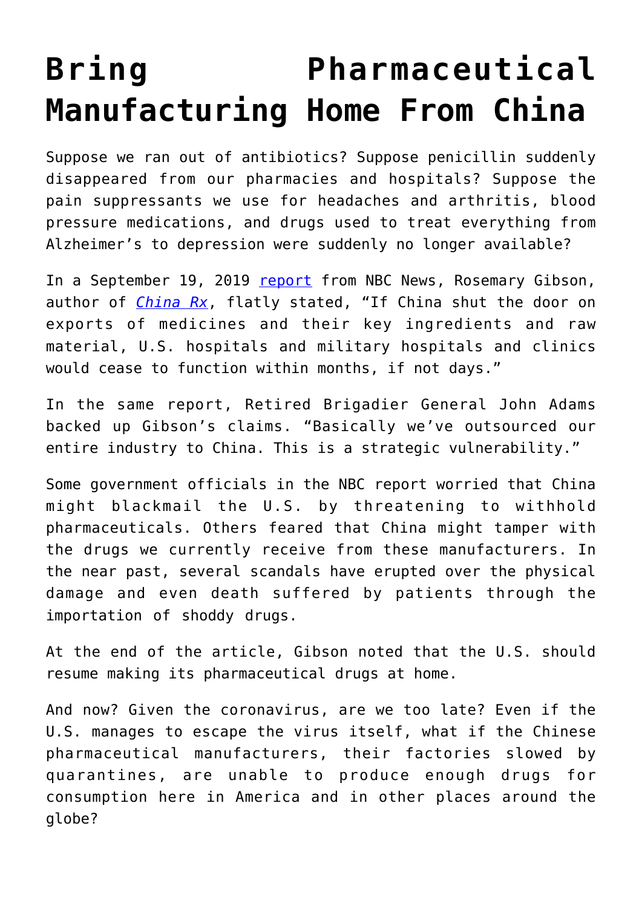# Bring Pharmaceutical Manufacturing Home From China

Suppose we ran out of antibiotics? Suppose penicillin suddenly disappeared from our pharmacies and hospitals? Suppose the pain suppressants we use for headaches and arthritis, blood pressure medications, and drugs used to treat everything from Alzheimer's to depression were suddenly no longer available?

In a September 19, 2019 [report](#) from NBC News, Rosemary Gibson, author of [*China Rx*](#), flatly stated, "If China shut the door on exports of medicines and their key ingredients and raw material, U.S. hospitals and military hospitals and clinics would cease to function within months, if not days."

In the same report, Retired Brigadier General John Adams backed up Gibson's claims. "Basically we've outsourced our entire industry to China. This is a strategic vulnerability."

Some government officials in the NBC report worried that China might blackmail the U.S. by threatening to withhold pharmaceuticals. Others feared that China might tamper with the drugs we currently receive from these manufacturers. In the near past, several scandals have erupted over the physical damage and even death suffered by patients through the importation of shoddy drugs.

At the end of the article, Gibson noted that the U.S. should resume making its pharmaceutical drugs at home.

And now? Given the coronavirus, are we too late? Even if the U.S. manages to escape the virus itself, what if the Chinese pharmaceutical manufacturers, their factories slowed by quarantines, are unable to produce enough drugs for consumption here in America and in other places around the globe?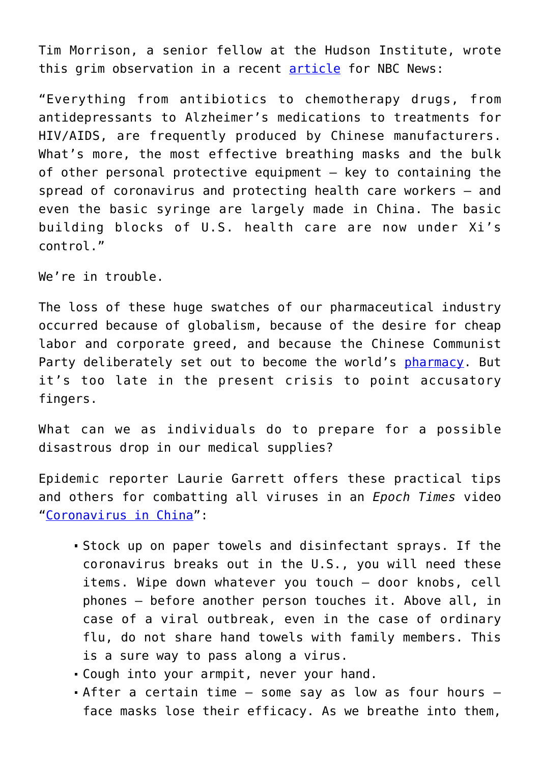Tim Morrison, a senior fellow at the Hudson Institute, wrote this grim observation in a recent [article](#) for NBC News:

"Everything from antibiotics to chemotherapy drugs, from antidepressants to Alzheimer's medications to treatments for HIV/AIDS, are frequently produced by Chinese manufacturers. What's more, the most effective breathing masks and the bulk of other personal protective equipment — key to containing the spread of coronavirus and protecting health care workers — and even the basic syringe are largely made in China. The basic building blocks of U.S. health care are now under Xi's control."

We're in trouble.

The loss of these huge swatches of our pharmaceutical industry occurred because of globalism, because of the desire for cheap labor and corporate greed, and because the Chinese Communist Party deliberately set out to become the world's [pharmacy](#). But it's too late in the present crisis to point accusatory fingers.

What can we as individuals do to prepare for a possible disastrous drop in our medical supplies?

Epidemic reporter Laurie Garrett offers these practical tips and others for combatting all viruses in an *Epoch Times* video "[Coronavirus in China](#)":

- Stock up on paper towels and disinfectant sprays. If the coronavirus breaks out in the U.S., you will need these items. Wipe down whatever you touch — door knobs, cell phones — before another person touches it. Above all, in case of a viral outbreak, even in the case of ordinary flu, do not share hand towels with family members. This is a sure way to pass along a virus.
- Cough into your armpit, never your hand.
- After a certain time — some say as low as four hours — face masks lose their efficacy. As we breathe into them,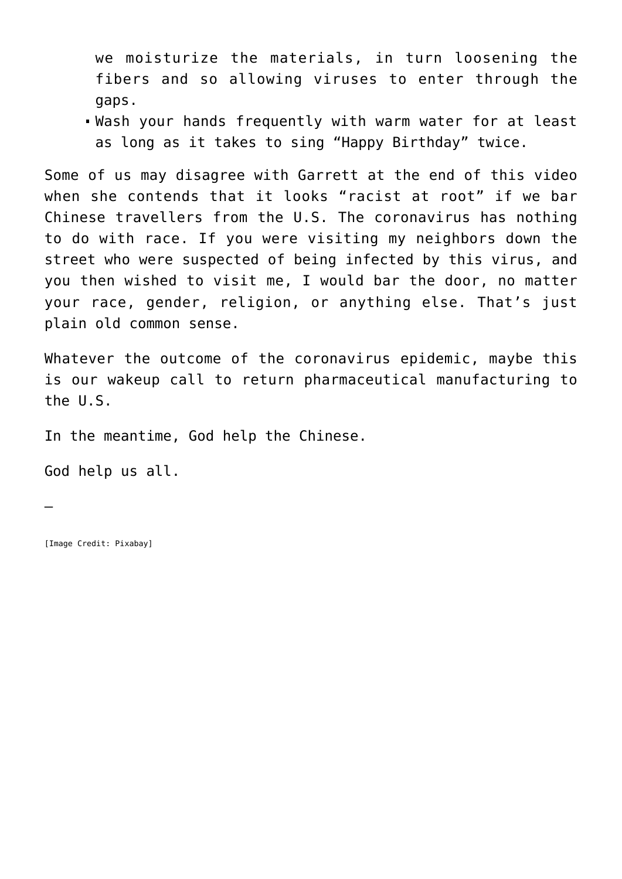we moisturize the materials, in turn loosening the fibers and so allowing viruses to enter through the gaps.

- Wash your hands frequently with warm water for at least as long as it takes to sing “Happy Birthday” twice.

Some of us may disagree with Garrett at the end of this video when she contends that it looks “racist at root” if we bar Chinese travellers from the U.S. The coronavirus has nothing to do with race. If you were visiting my neighbors down the street who were suspected of being infected by this virus, and you then wished to visit me, I would bar the door, no matter your race, gender, religion, or anything else. That’s just plain old common sense.

Whatever the outcome of the coronavirus epidemic, maybe this is our wakeup call to return pharmaceutical manufacturing to the U.S.

In the meantime, God help the Chinese.

God help us all.

—

[Image Credit: Pixabay]